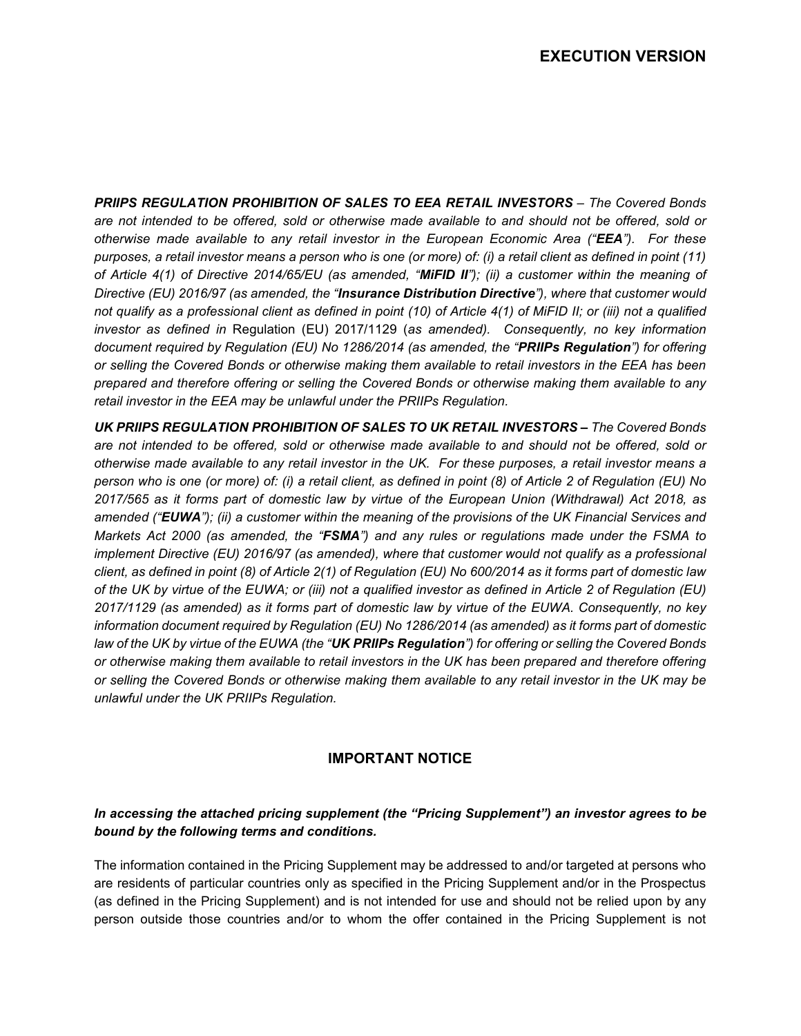**EXECUTION VERSION**

***PRIIPS REGULATION PROHIBITION OF SALES TO EEA RETAIL INVESTORS*** *– The Covered Bonds are not intended to be offered, sold or otherwise made available to and should not be offered, sold or otherwise made available to any retail investor in the European Economic Area ("**EEA**"). For these purposes, a retail investor means a person who is one (or more) of: (i) a retail client as defined in point (11) of Article 4(1) of Directive 2014/65/EU (as amended, "**MiFID II**"); (ii) a customer within the meaning of Directive (EU) 2016/97 (as amended, the "**Insurance Distribution Directive**"), where that customer would not qualify as a professional client as defined in point (10) of Article 4(1) of MiFID II; or (iii) not a qualified investor as defined in* Regulation (EU) 2017/1129 (*as amended). Consequently, no key information document required by Regulation (EU) No 1286/2014 (as amended, the "**PRIIPs Regulation**") for offering or selling the Covered Bonds or otherwise making them available to retail investors in the EEA has been prepared and therefore offering or selling the Covered Bonds or otherwise making them available to any retail investor in the EEA may be unlawful under the PRIIPs Regulation.*

***UK PRIIPS REGULATION PROHIBITION OF SALES TO UK RETAIL INVESTORS –*** *The Covered Bonds are not intended to be offered, sold or otherwise made available to and should not be offered, sold or otherwise made available to any retail investor in the UK. For these purposes, a retail investor means a person who is one (or more) of: (i) a retail client, as defined in point (8) of Article 2 of Regulation (EU) No 2017/565 as it forms part of domestic law by virtue of the European Union (Withdrawal) Act 2018, as amended ("**EUWA**"); (ii) a customer within the meaning of the provisions of the UK Financial Services and Markets Act 2000 (as amended, the "**FSMA**") and any rules or regulations made under the FSMA to implement Directive (EU) 2016/97 (as amended), where that customer would not qualify as a professional client, as defined in point (8) of Article 2(1) of Regulation (EU) No 600/2014 as it forms part of domestic law of the UK by virtue of the EUWA; or (iii) not a qualified investor as defined in Article 2 of Regulation (EU) 2017/1129 (as amended) as it forms part of domestic law by virtue of the EUWA. Consequently, no key information document required by Regulation (EU) No 1286/2014 (as amended) as it forms part of domestic law of the UK by virtue of the EUWA (the "**UK PRIIPs Regulation**") for offering or selling the Covered Bonds or otherwise making them available to retail investors in the UK has been prepared and therefore offering or selling the Covered Bonds or otherwise making them available to any retail investor in the UK may be unlawful under the UK PRIIPs Regulation.*

## IMPORTANT NOTICE

***In accessing the attached pricing supplement (the "Pricing Supplement") an investor agrees to be bound by the following terms and conditions.***

The information contained in the Pricing Supplement may be addressed to and/or targeted at persons who are residents of particular countries only as specified in the Pricing Supplement and/or in the Prospectus (as defined in the Pricing Supplement) and is not intended for use and should not be relied upon by any person outside those countries and/or to whom the offer contained in the Pricing Supplement is not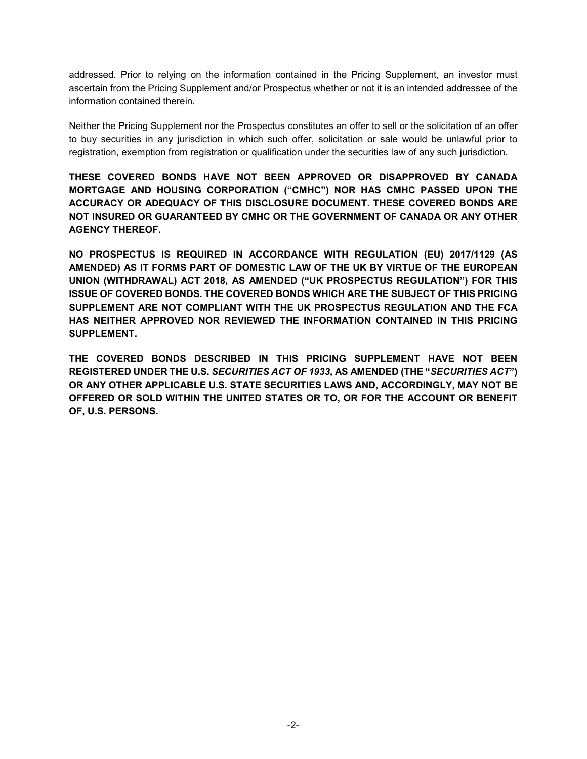addressed. Prior to relying on the information contained in the Pricing Supplement, an investor must ascertain from the Pricing Supplement and/or Prospectus whether or not it is an intended addressee of the information contained therein.

Neither the Pricing Supplement nor the Prospectus constitutes an offer to sell or the solicitation of an offer to buy securities in any jurisdiction in which such offer, solicitation or sale would be unlawful prior to registration, exemption from registration or qualification under the securities law of any such jurisdiction.

**THESE COVERED BONDS HAVE NOT BEEN APPROVED OR DISAPPROVED BY CANADA MORTGAGE AND HOUSING CORPORATION ("CMHC") NOR HAS CMHC PASSED UPON THE ACCURACY OR ADEQUACY OF THIS DISCLOSURE DOCUMENT. THESE COVERED BONDS ARE NOT INSURED OR GUARANTEED BY CMHC OR THE GOVERNMENT OF CANADA OR ANY OTHER AGENCY THEREOF.**

**NO PROSPECTUS IS REQUIRED IN ACCORDANCE WITH REGULATION (EU) 2017/1129 (AS AMENDED) AS IT FORMS PART OF DOMESTIC LAW OF THE UK BY VIRTUE OF THE EUROPEAN UNION (WITHDRAWAL) ACT 2018, AS AMENDED ("UK PROSPECTUS REGULATION") FOR THIS ISSUE OF COVERED BONDS. THE COVERED BONDS WHICH ARE THE SUBJECT OF THIS PRICING SUPPLEMENT ARE NOT COMPLIANT WITH THE UK PROSPECTUS REGULATION AND THE FCA HAS NEITHER APPROVED NOR REVIEWED THE INFORMATION CONTAINED IN THIS PRICING SUPPLEMENT.**

**THE COVERED BONDS DESCRIBED IN THIS PRICING SUPPLEMENT HAVE NOT BEEN REGISTERED UNDER THE U.S. *SECURITIES ACT OF 1933*, AS AMENDED (THE "*SECURITIES ACT*") OR ANY OTHER APPLICABLE U.S. STATE SECURITIES LAWS AND, ACCORDINGLY, MAY NOT BE OFFERED OR SOLD WITHIN THE UNITED STATES OR TO, OR FOR THE ACCOUNT OR BENEFIT OF, U.S. PERSONS.**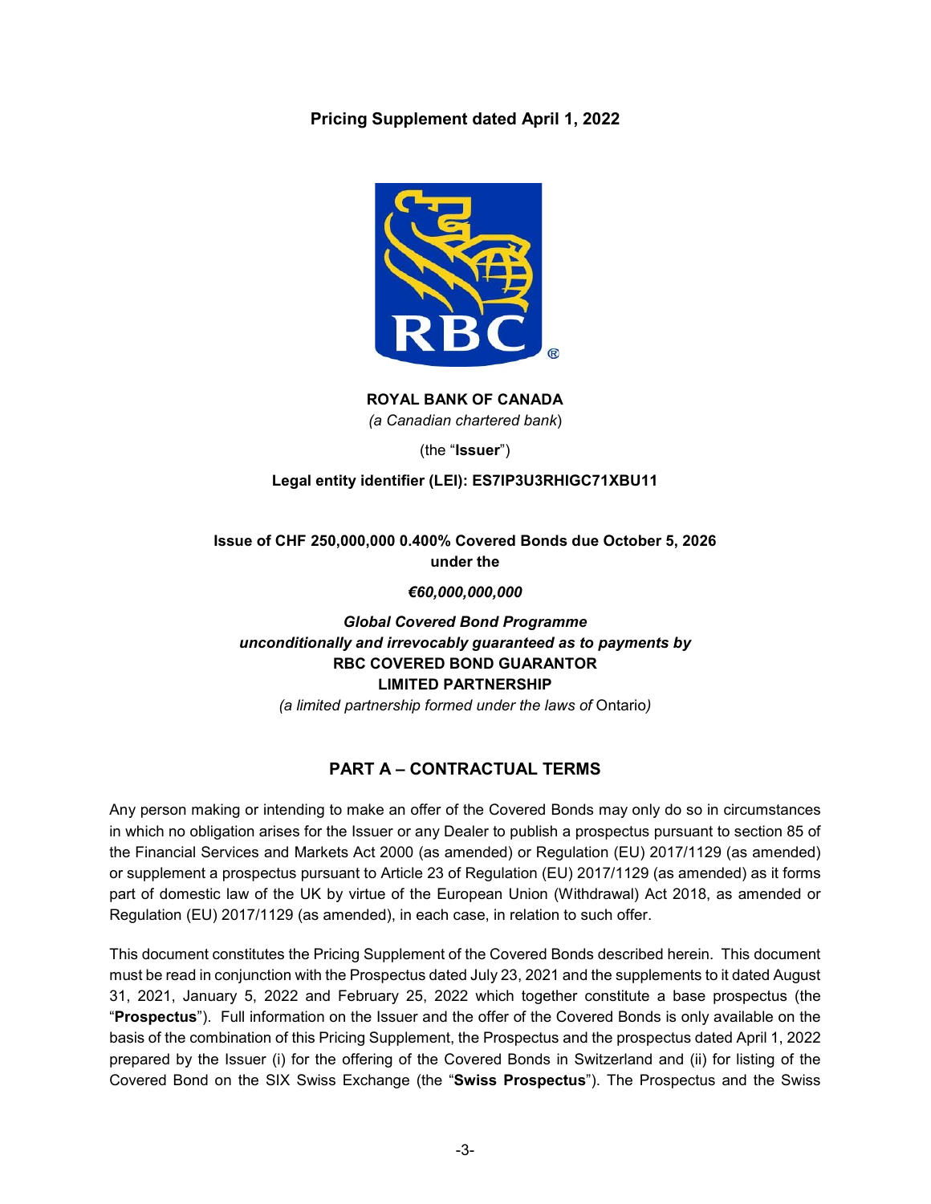**Pricing Supplement dated April 1, 2022**

**ROYAL BANK OF CANADA**
*(a Canadian chartered bank*)

(the "**Issuer**")

**Legal entity identifier (LEI): ES7IP3U3RHIGC71XBU11**

**Issue of CHF 250,000,000 0.400% Covered Bonds due October 5, 2026**
**under the**

***€60,000,000,000***

***Global Covered Bond Programme***
***unconditionally and irrevocably guaranteed as to payments by***
**RBC COVERED BOND GUARANTOR**
**LIMITED PARTNERSHIP**
*(a limited partnership formed under the laws of* Ontario*)*

## PART A – CONTRACTUAL TERMS

Any person making or intending to make an offer of the Covered Bonds may only do so in circumstances in which no obligation arises for the Issuer or any Dealer to publish a prospectus pursuant to section 85 of the Financial Services and Markets Act 2000 (as amended) or Regulation (EU) 2017/1129 (as amended) or supplement a prospectus pursuant to Article 23 of Regulation (EU) 2017/1129 (as amended) as it forms part of domestic law of the UK by virtue of the European Union (Withdrawal) Act 2018, as amended or Regulation (EU) 2017/1129 (as amended), in each case, in relation to such offer.

This document constitutes the Pricing Supplement of the Covered Bonds described herein. This document must be read in conjunction with the Prospectus dated July 23, 2021 and the supplements to it dated August 31, 2021, January 5, 2022 and February 25, 2022 which together constitute a base prospectus (the "**Prospectus**"). Full information on the Issuer and the offer of the Covered Bonds is only available on the basis of the combination of this Pricing Supplement, the Prospectus and the prospectus dated April 1, 2022 prepared by the Issuer (i) for the offering of the Covered Bonds in Switzerland and (ii) for listing of the Covered Bond on the SIX Swiss Exchange (the "**Swiss Prospectus**"). The Prospectus and the Swiss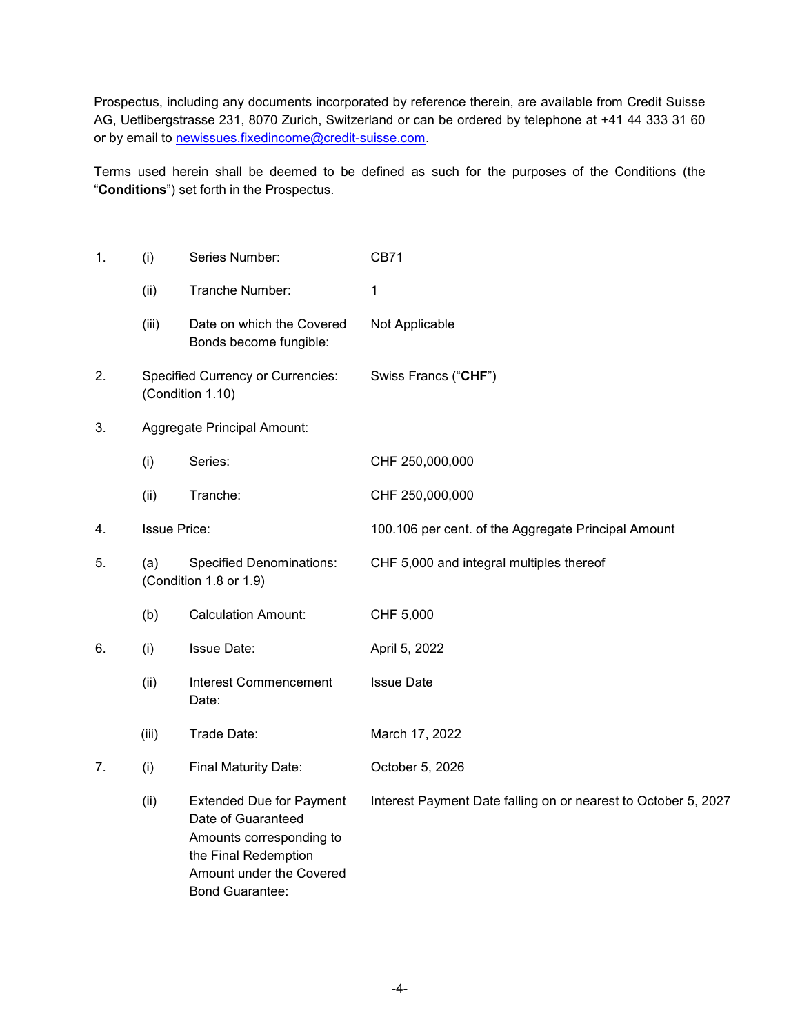Prospectus, including any documents incorporated by reference therein, are available from Credit Suisse AG, Uetlibergstrasse 231, 8070 Zurich, Switzerland or can be ordered by telephone at +41 44 333 31 60 or by email to newissues.fixedincome@credit-suisse.com.

Terms used herein shall be deemed to be defined as such for the purposes of the Conditions (the "**Conditions**") set forth in the Prospectus.

| | | | |
|---|---|---|---|
| 1. | (i) | Series Number: | CB71 |
| | (ii) | Tranche Number: | 1 |
| | (iii) | Date on which the Covered Bonds become fungible: | Not Applicable |
| 2. | | Specified Currency or Currencies: (Condition 1.10) | Swiss Francs ("**CHF**") |
| 3. | | Aggregate Principal Amount: | |
| | (i) | Series: | CHF 250,000,000 |
| | (ii) | Tranche: | CHF 250,000,000 |
| 4. | | Issue Price: | 100.106 per cent. of the Aggregate Principal Amount |
| 5. | (a) | Specified Denominations: (Condition 1.8 or 1.9) | CHF 5,000 and integral multiples thereof |
| | (b) | Calculation Amount: | CHF 5,000 |
| 6. | (i) | Issue Date: | April 5, 2022 |
| | (ii) | Interest Commencement Date: | Issue Date |
| | (iii) | Trade Date: | March 17, 2022 |
| 7. | (i) | Final Maturity Date: | October 5, 2026 |
| | (ii) | Extended Due for Payment Date of Guaranteed Amounts corresponding to the Final Redemption Amount under the Covered Bond Guarantee: | Interest Payment Date falling on or nearest to October 5, 2027 |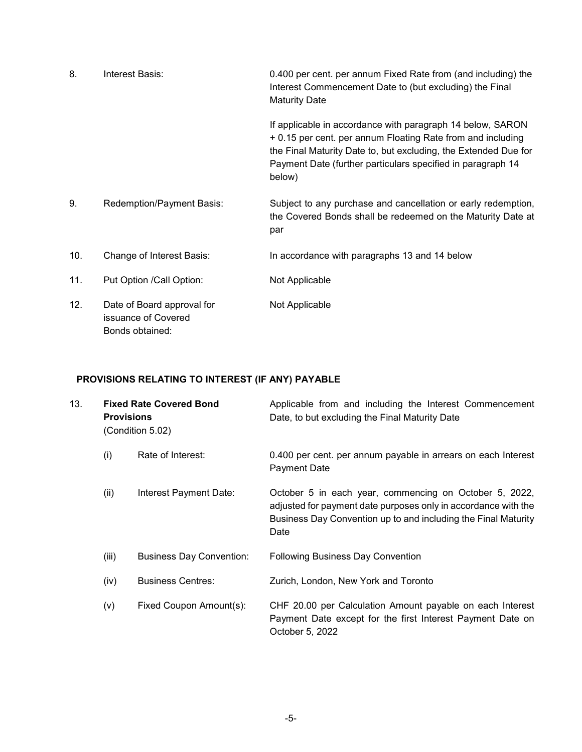| | | |
|---|---|---|
| 8. | Interest Basis: | 0.400 per cent. per annum Fixed Rate from (and including) the Interest Commencement Date to (but excluding) the Final Maturity Date<br><br>If applicable in accordance with paragraph 14 below, SARON + 0.15 per cent. per annum Floating Rate from and including the Final Maturity Date to, but excluding, the Extended Due for Payment Date (further particulars specified in paragraph 14 below) |
| 9. | Redemption/Payment Basis: | Subject to any purchase and cancellation or early redemption, the Covered Bonds shall be redeemed on the Maturity Date at par |
| 10. | Change of Interest Basis: | In accordance with paragraphs 13 and 14 below |
| 11. | Put Option /Call Option: | Not Applicable |
| 12. | Date of Board approval for issuance of Covered Bonds obtained: | Not Applicable |

## PROVISIONS RELATING TO INTEREST (IF ANY) PAYABLE

| | | | |
|---|---|---|---|
| 13. | **Fixed Rate Covered Bond Provisions** (Condition 5.02) | | Applicable from and including the Interest Commencement Date, to but excluding the Final Maturity Date |
| | (i) | Rate of Interest: | 0.400 per cent. per annum payable in arrears on each Interest Payment Date |
| | (ii) | Interest Payment Date: | October 5 in each year, commencing on October 5, 2022, adjusted for payment date purposes only in accordance with the Business Day Convention up to and including the Final Maturity Date |
| | (iii) | Business Day Convention: | Following Business Day Convention |
| | (iv) | Business Centres: | Zurich, London, New York and Toronto |
| | (v) | Fixed Coupon Amount(s): | CHF 20.00 per Calculation Amount payable on each Interest Payment Date except for the first Interest Payment Date on October 5, 2022 |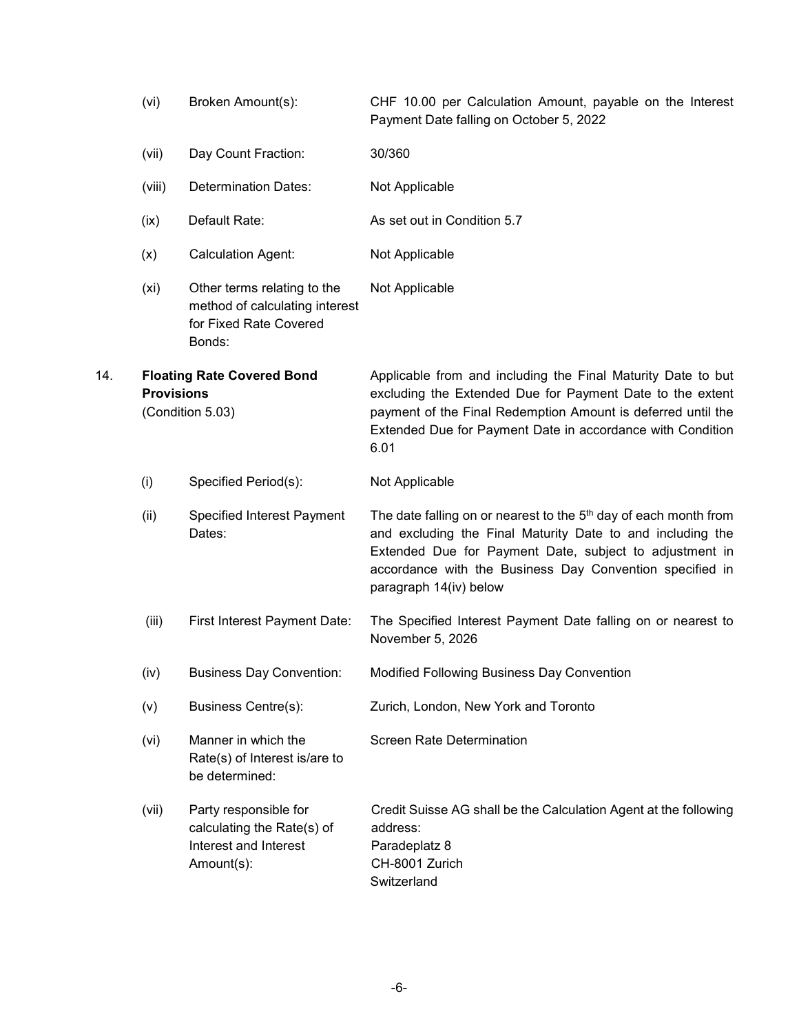| | | | |
|---|---|---|---|
| | (vi) | Broken Amount(s): | CHF 10.00 per Calculation Amount, payable on the Interest Payment Date falling on October 5, 2022 |
| | (vii) | Day Count Fraction: | 30/360 |
| | (viii) | Determination Dates: | Not Applicable |
| | (ix) | Default Rate: | As set out in Condition 5.7 |
| | (x) | Calculation Agent: | Not Applicable |
| | (xi) | Other terms relating to the method of calculating interest for Fixed Rate Covered Bonds: | Not Applicable |
| 14. | **Floating Rate Covered Bond Provisions** (Condition 5.03) | | Applicable from and including the Final Maturity Date to but excluding the Extended Due for Payment Date to the extent payment of the Final Redemption Amount is deferred until the Extended Due for Payment Date in accordance with Condition 6.01 |
| | (i) | Specified Period(s): | Not Applicable |
| | (ii) | Specified Interest Payment Dates: | The date falling on or nearest to the 5th day of each month from and excluding the Final Maturity Date to and including the Extended Due for Payment Date, subject to adjustment in accordance with the Business Day Convention specified in paragraph 14(iv) below |
| | (iii) | First Interest Payment Date: | The Specified Interest Payment Date falling on or nearest to November 5, 2026 |
| | (iv) | Business Day Convention: | Modified Following Business Day Convention |
| | (v) | Business Centre(s): | Zurich, London, New York and Toronto |
| | (vi) | Manner in which the Rate(s) of Interest is/are to be determined: | Screen Rate Determination |
| | (vii) | Party responsible for calculating the Rate(s) of Interest and Interest Amount(s): | Credit Suisse AG shall be the Calculation Agent at the following address:<br>Paradeplatz 8<br>CH-8001 Zurich<br>Switzerland |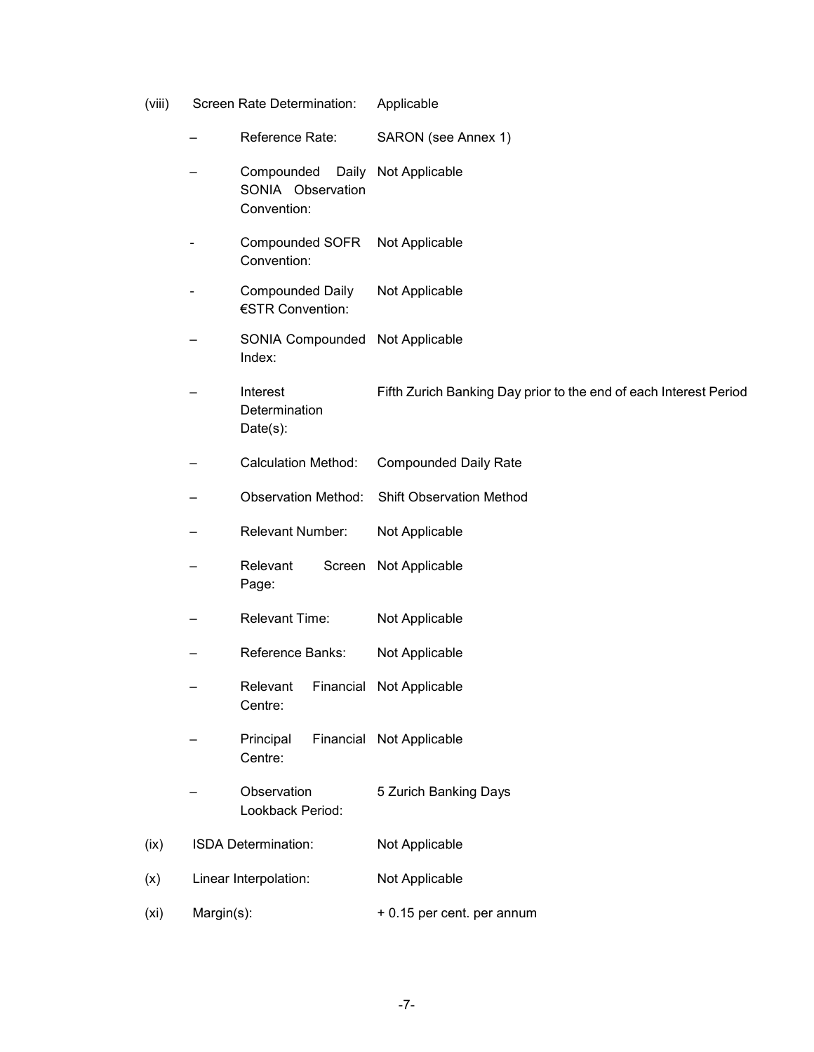| | | | |
|---|---|---|---|
| (viii) | Screen Rate Determination: | | Applicable |
| | – | Reference Rate: | SARON (see Annex 1) |
| | – | Compounded Daily SONIA Observation Convention: | Not Applicable |
| | - | Compounded SOFR Convention: | Not Applicable |
| | - | Compounded Daily €STR Convention: | Not Applicable |
| | – | SONIA Compounded Index: | Not Applicable |
| | – | Interest Determination Date(s): | Fifth Zurich Banking Day prior to the end of each Interest Period |
| | – | Calculation Method: | Compounded Daily Rate |
| | – | Observation Method: | Shift Observation Method |
| | – | Relevant Number: | Not Applicable |
| | – | Relevant Screen Page: | Not Applicable |
| | – | Relevant Time: | Not Applicable |
| | – | Reference Banks: | Not Applicable |
| | – | Relevant Financial Centre: | Not Applicable |
| | – | Principal Financial Centre: | Not Applicable |
| | – | Observation Lookback Period: | 5 Zurich Banking Days |
| (ix) | ISDA Determination: | | Not Applicable |
| (x) | Linear Interpolation: | | Not Applicable |
| (xi) | Margin(s): | | + 0.15 per cent. per annum |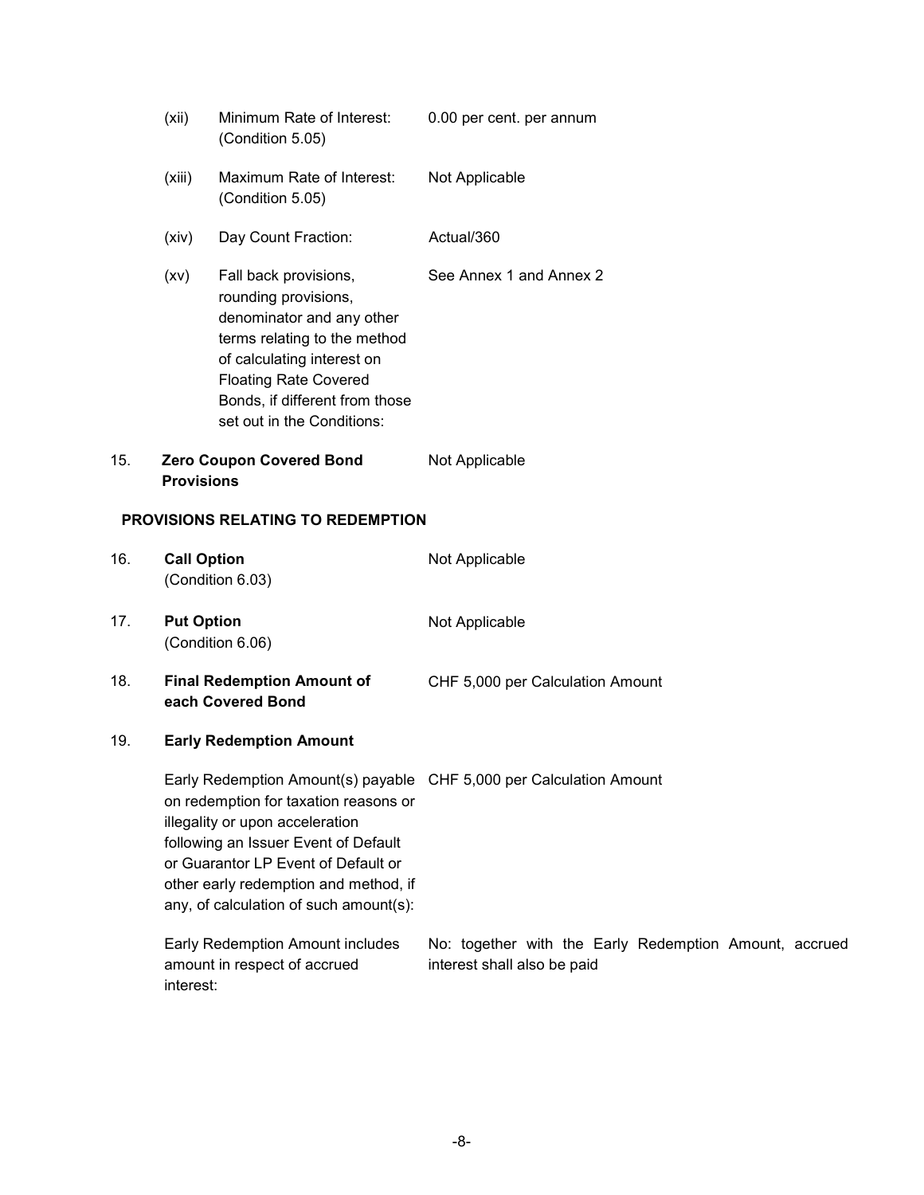| | | | |
|---|---|---|---|
| | (xii) | Minimum Rate of Interest: (Condition 5.05) | 0.00 per cent. per annum |
| | (xiii) | Maximum Rate of Interest: (Condition 5.05) | Not Applicable |
| | (xiv) | Day Count Fraction: | Actual/360 |
| | (xv) | Fall back provisions, rounding provisions, denominator and any other terms relating to the method of calculating interest on Floating Rate Covered Bonds, if different from those set out in the Conditions: | See Annex 1 and Annex 2 |
| 15. | **Zero Coupon Covered Bond Provisions** | | Not Applicable |

**PROVISIONS RELATING TO REDEMPTION**

| | | |
|---|---|---|
| 16. | **Call Option** (Condition 6.03) | Not Applicable |
| 17. | **Put Option** (Condition 6.06) | Not Applicable |
| 18. | **Final Redemption Amount of each Covered Bond** | CHF 5,000 per Calculation Amount |
| 19. | **Early Redemption Amount** | |
| | Early Redemption Amount(s) payable on redemption for taxation reasons or illegality or upon acceleration following an Issuer Event of Default or Guarantor LP Event of Default or other early redemption and method, if any, of calculation of such amount(s): | CHF 5,000 per Calculation Amount |
| | Early Redemption Amount includes amount in respect of accrued interest: | No: together with the Early Redemption Amount, accrued interest shall also be paid |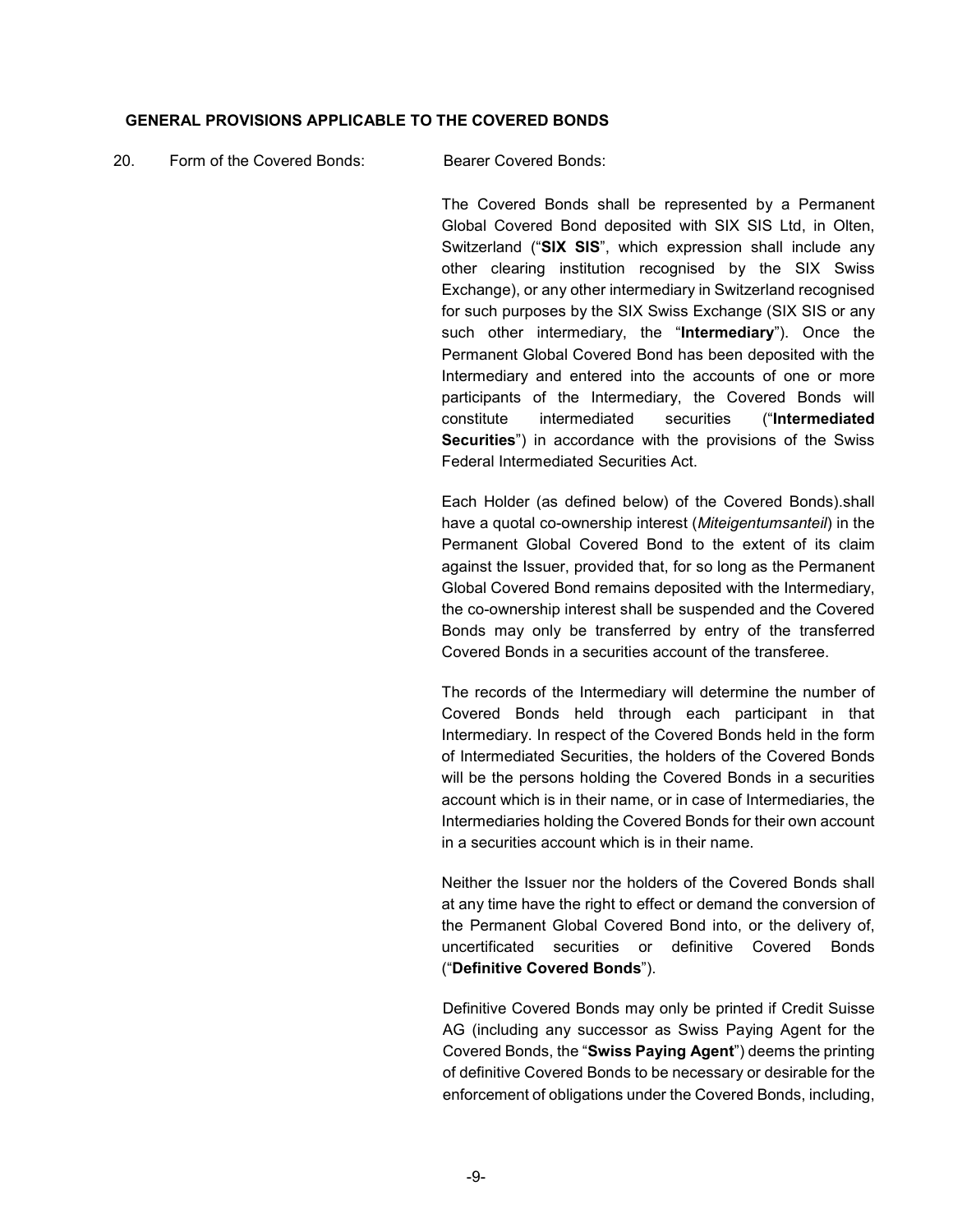## GENERAL PROVISIONS APPLICABLE TO THE COVERED BONDS

20. Form of the Covered Bonds: Bearer Covered Bonds:

The Covered Bonds shall be represented by a Permanent Global Covered Bond deposited with SIX SIS Ltd, in Olten, Switzerland ("**SIX SIS**", which expression shall include any other clearing institution recognised by the SIX Swiss Exchange), or any other intermediary in Switzerland recognised for such purposes by the SIX Swiss Exchange (SIX SIS or any such other intermediary, the "**Intermediary**"). Once the Permanent Global Covered Bond has been deposited with the Intermediary and entered into the accounts of one or more participants of the Intermediary, the Covered Bonds will constitute intermediated securities ("**Intermediated Securities**") in accordance with the provisions of the Swiss Federal Intermediated Securities Act.

Each Holder (as defined below) of the Covered Bonds).shall have a quotal co-ownership interest (*Miteigentumsanteil*) in the Permanent Global Covered Bond to the extent of its claim against the Issuer, provided that, for so long as the Permanent Global Covered Bond remains deposited with the Intermediary, the co-ownership interest shall be suspended and the Covered Bonds may only be transferred by entry of the transferred Covered Bonds in a securities account of the transferee.

The records of the Intermediary will determine the number of Covered Bonds held through each participant in that Intermediary. In respect of the Covered Bonds held in the form of Intermediated Securities, the holders of the Covered Bonds will be the persons holding the Covered Bonds in a securities account which is in their name, or in case of Intermediaries, the Intermediaries holding the Covered Bonds for their own account in a securities account which is in their name.

Neither the Issuer nor the holders of the Covered Bonds shall at any time have the right to effect or demand the conversion of the Permanent Global Covered Bond into, or the delivery of, uncertificated securities or definitive Covered Bonds ("**Definitive Covered Bonds**").

Definitive Covered Bonds may only be printed if Credit Suisse AG (including any successor as Swiss Paying Agent for the Covered Bonds, the "**Swiss Paying Agent**") deems the printing of definitive Covered Bonds to be necessary or desirable for the enforcement of obligations under the Covered Bonds, including,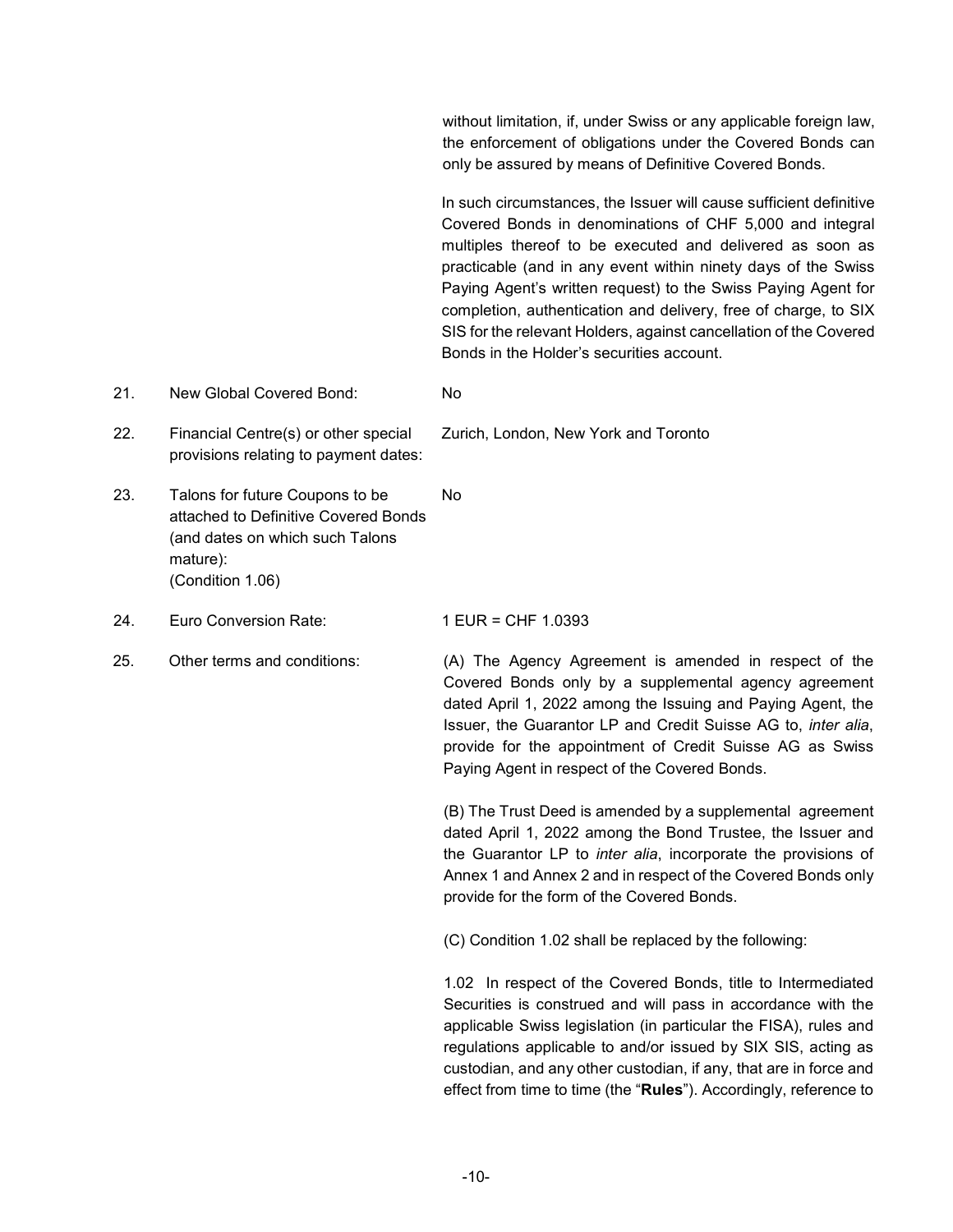without limitation, if, under Swiss or any applicable foreign law, the enforcement of obligations under the Covered Bonds can only be assured by means of Definitive Covered Bonds.

In such circumstances, the Issuer will cause sufficient definitive Covered Bonds in denominations of CHF 5,000 and integral multiples thereof to be executed and delivered as soon as practicable (and in any event within ninety days of the Swiss Paying Agent's written request) to the Swiss Paying Agent for completion, authentication and delivery, free of charge, to SIX SIS for the relevant Holders, against cancellation of the Covered Bonds in the Holder's securities account.

| | | |
|---|---|---|
| 21. | New Global Covered Bond: | No |
| 22. | Financial Centre(s) or other special provisions relating to payment dates: | Zurich, London, New York and Toronto |
| 23. | Talons for future Coupons to be attached to Definitive Covered Bonds (and dates on which such Talons mature): (Condition 1.06) | No |
| 24. | Euro Conversion Rate: | 1 EUR = CHF 1.0393 |
| 25. | Other terms and conditions: | (A) The Agency Agreement is amended in respect of the Covered Bonds only by a supplemental agency agreement dated April 1, 2022 among the Issuing and Paying Agent, the Issuer, the Guarantor LP and Credit Suisse AG to, *inter alia*, provide for the appointment of Credit Suisse AG as Swiss Paying Agent in respect of the Covered Bonds. |

(B) The Trust Deed is amended by a supplemental agreement dated April 1, 2022 among the Bond Trustee, the Issuer and the Guarantor LP to *inter alia*, incorporate the provisions of Annex 1 and Annex 2 and in respect of the Covered Bonds only provide for the form of the Covered Bonds.

(C) Condition 1.02 shall be replaced by the following:

1.02 In respect of the Covered Bonds, title to Intermediated Securities is construed and will pass in accordance with the applicable Swiss legislation (in particular the FISA), rules and regulations applicable to and/or issued by SIX SIS, acting as custodian, and any other custodian, if any, that are in force and effect from time to time (the "**Rules**"). Accordingly, reference to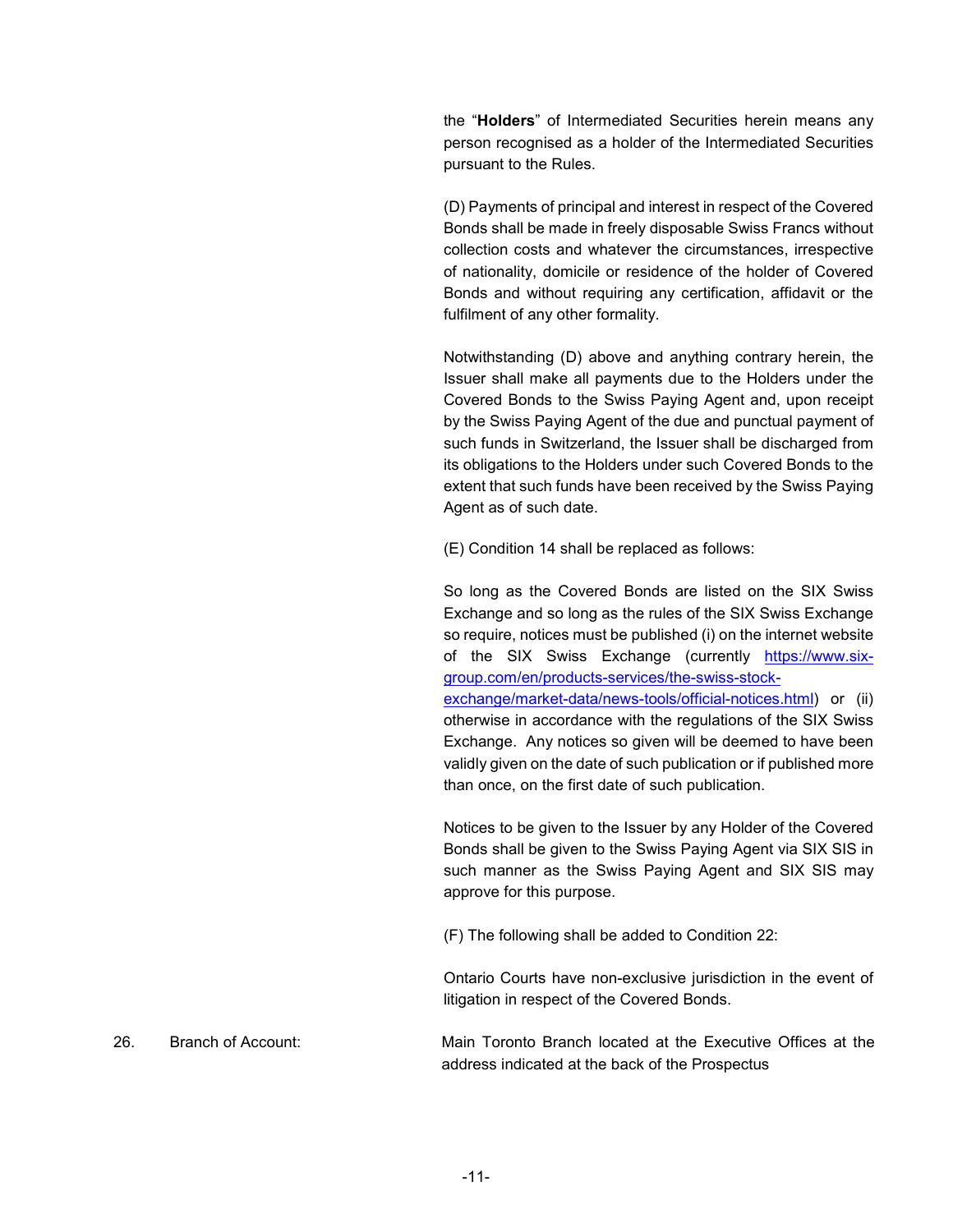the “**Holders**” of Intermediated Securities herein means any person recognised as a holder of the Intermediated Securities pursuant to the Rules.

(D) Payments of principal and interest in respect of the Covered Bonds shall be made in freely disposable Swiss Francs without collection costs and whatever the circumstances, irrespective of nationality, domicile or residence of the holder of Covered Bonds and without requiring any certification, affidavit or the fulfilment of any other formality.

Notwithstanding (D) above and anything contrary herein, the Issuer shall make all payments due to the Holders under the Covered Bonds to the Swiss Paying Agent and, upon receipt by the Swiss Paying Agent of the due and punctual payment of such funds in Switzerland, the Issuer shall be discharged from its obligations to the Holders under such Covered Bonds to the extent that such funds have been received by the Swiss Paying Agent as of such date.

(E) Condition 14 shall be replaced as follows:

So long as the Covered Bonds are listed on the SIX Swiss Exchange and so long as the rules of the SIX Swiss Exchange so require, notices must be published (i) on the internet website of the SIX Swiss Exchange (currently [https://www.six-group.com/en/products-services/the-swiss-stock-exchange/market-data/news-tools/official-notices.html](https://www.six-group.com/en/products-services/the-swiss-stock-exchange/market-data/news-tools/official-notices.html)) or (ii) otherwise in accordance with the regulations of the SIX Swiss Exchange. Any notices so given will be deemed to have been validly given on the date of such publication or if published more than once, on the first date of such publication.

Notices to be given to the Issuer by any Holder of the Covered Bonds shall be given to the Swiss Paying Agent via SIX SIS in such manner as the Swiss Paying Agent and SIX SIS may approve for this purpose.

(F) The following shall be added to Condition 22:

Ontario Courts have non-exclusive jurisdiction in the event of litigation in respect of the Covered Bonds.

| | | |
|---|---|---|
| 26. | Branch of Account: | Main Toronto Branch located at the Executive Offices at the address indicated at the back of the Prospectus |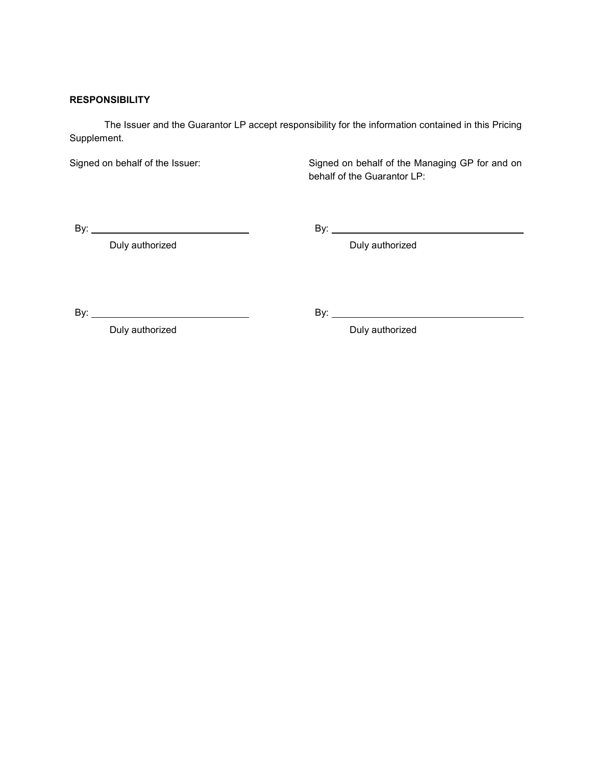**RESPONSIBILITY**

The Issuer and the Guarantor LP accept responsibility for the information contained in this Pricing Supplement.

Signed on behalf of the Issuer:

By: \_\_\_\_\_\_\_\_\_\_\_\_\_\_\_\_\_\_\_\_\_\_\_\_\_\_\_\_\_\_
Duly authorized

By: \_\_\_\_\_\_\_\_\_\_\_\_\_\_\_\_\_\_\_\_\_\_\_\_\_\_\_\_\_\_
Duly authorized

Signed on behalf of the Managing GP for and on behalf of the Guarantor LP:

By: \_\_\_\_\_\_\_\_\_\_\_\_\_\_\_\_\_\_\_\_\_\_\_\_\_\_\_\_\_\_
Duly authorized

By: \_\_\_\_\_\_\_\_\_\_\_\_\_\_\_\_\_\_\_\_\_\_\_\_\_\_\_\_\_\_
Duly authorized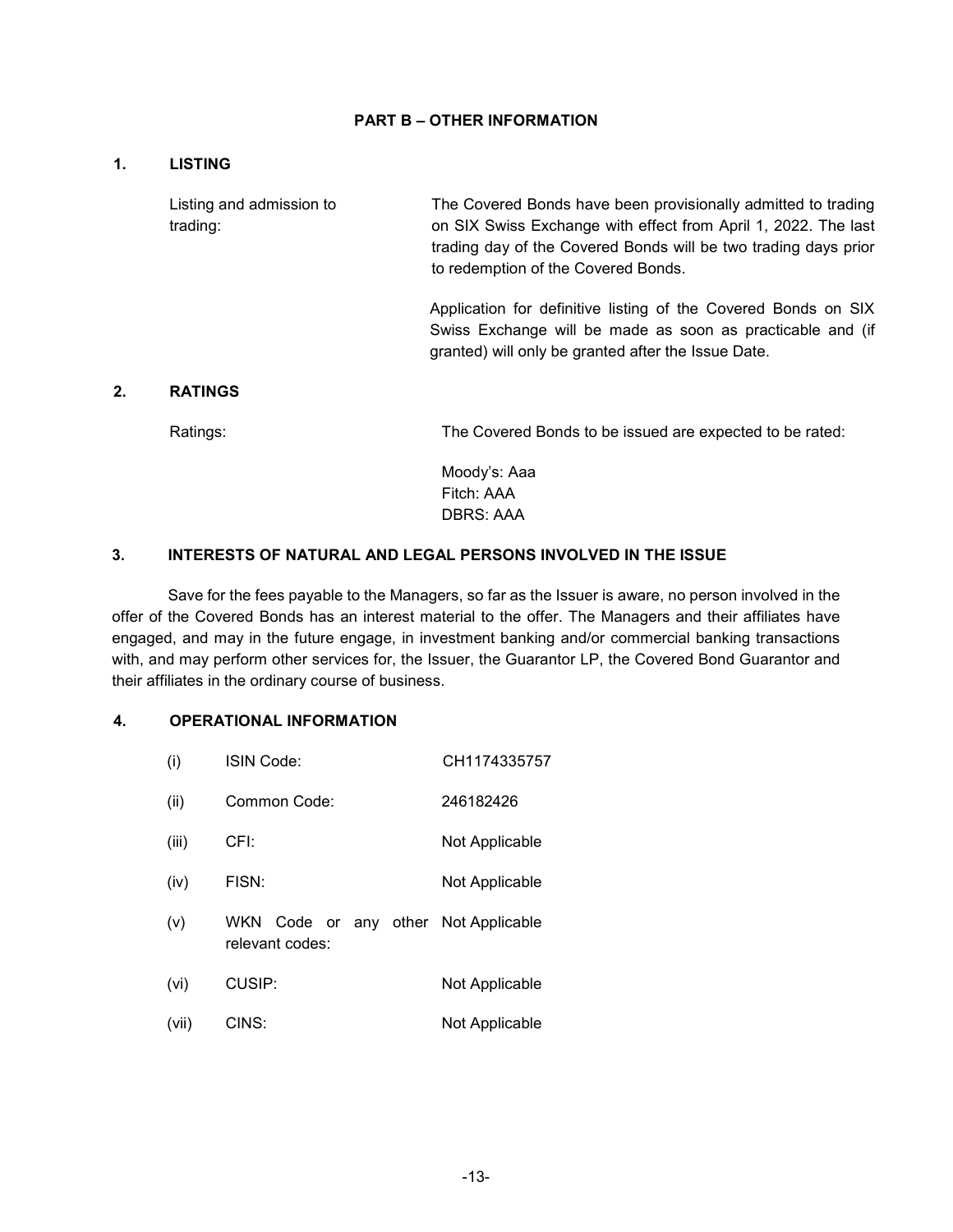## PART B – OTHER INFORMATION

### 1. LISTING

| | |
|---|---|
| Listing and admission to trading: | The Covered Bonds have been provisionally admitted to trading on SIX Swiss Exchange with effect from April 1, 2022. The last trading day of the Covered Bonds will be two trading days prior to redemption of the Covered Bonds.<br><br>Application for definitive listing of the Covered Bonds on SIX Swiss Exchange will be made as soon as practicable and (if granted) will only be granted after the Issue Date. |

### 2. RATINGS

| | |
|---|---|
| Ratings: | The Covered Bonds to be issued are expected to be rated:<br><br>Moody's: Aaa<br>Fitch: AAA<br>DBRS: AAA |

### 3. INTERESTS OF NATURAL AND LEGAL PERSONS INVOLVED IN THE ISSUE

Save for the fees payable to the Managers, so far as the Issuer is aware, no person involved in the offer of the Covered Bonds has an interest material to the offer. The Managers and their affiliates have engaged, and may in the future engage, in investment banking and/or commercial banking transactions with, and may perform other services for, the Issuer, the Guarantor LP, the Covered Bond Guarantor and their affiliates in the ordinary course of business.

### 4. OPERATIONAL INFORMATION

| | | |
|---|---|---|
| (i) | ISIN Code: | CH1174335757 |
| (ii) | Common Code: | 246182426 |
| (iii) | CFI: | Not Applicable |
| (iv) | FISN: | Not Applicable |
| (v) | WKN Code or any other relevant codes: | Not Applicable |
| (vi) | CUSIP: | Not Applicable |
| (vii) | CINS: | Not Applicable |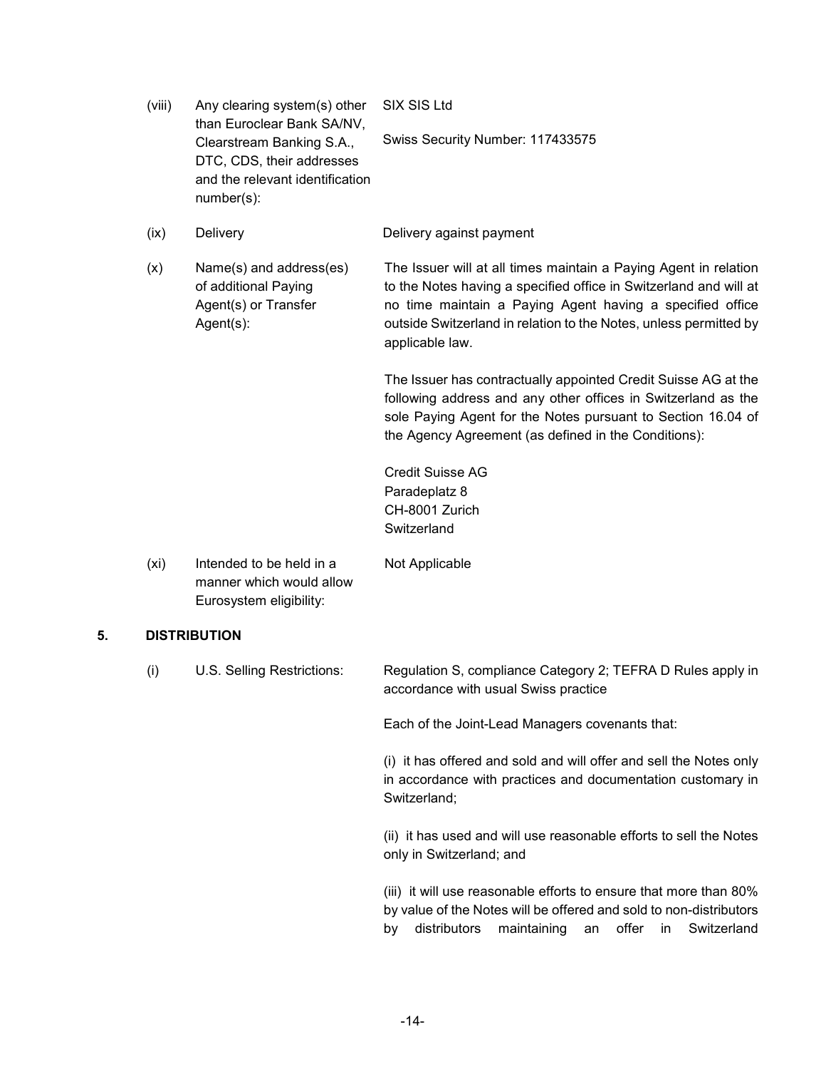(viii) Any clearing system(s) other than Euroclear Bank SA/NV, Clearstream Banking S.A., DTC, CDS, their addresses and the relevant identification number(s):

SIX SIS Ltd

Swiss Security Number: 117433575

(ix) Delivery

Delivery against payment

(x) Name(s) and address(es) of additional Paying Agent(s) or Transfer Agent(s):

The Issuer will at all times maintain a Paying Agent in relation to the Notes having a specified office in Switzerland and will at no time maintain a Paying Agent having a specified office outside Switzerland in relation to the Notes, unless permitted by applicable law.

The Issuer has contractually appointed Credit Suisse AG at the following address and any other offices in Switzerland as the sole Paying Agent for the Notes pursuant to Section 16.04 of the Agency Agreement (as defined in the Conditions):

Credit Suisse AG
Paradeplatz 8
CH-8001 Zurich
Switzerland

(xi) Intended to be held in a manner which would allow Eurosystem eligibility:

Not Applicable

## 5. DISTRIBUTION

(i) U.S. Selling Restrictions:

Regulation S, compliance Category 2; TEFRA D Rules apply in accordance with usual Swiss practice

Each of the Joint-Lead Managers covenants that:

(i) it has offered and sold and will offer and sell the Notes only in accordance with practices and documentation customary in Switzerland;

(ii) it has used and will use reasonable efforts to sell the Notes only in Switzerland; and

(iii) it will use reasonable efforts to ensure that more than 80% by value of the Notes will be offered and sold to non-distributors by distributors maintaining an offer in Switzerland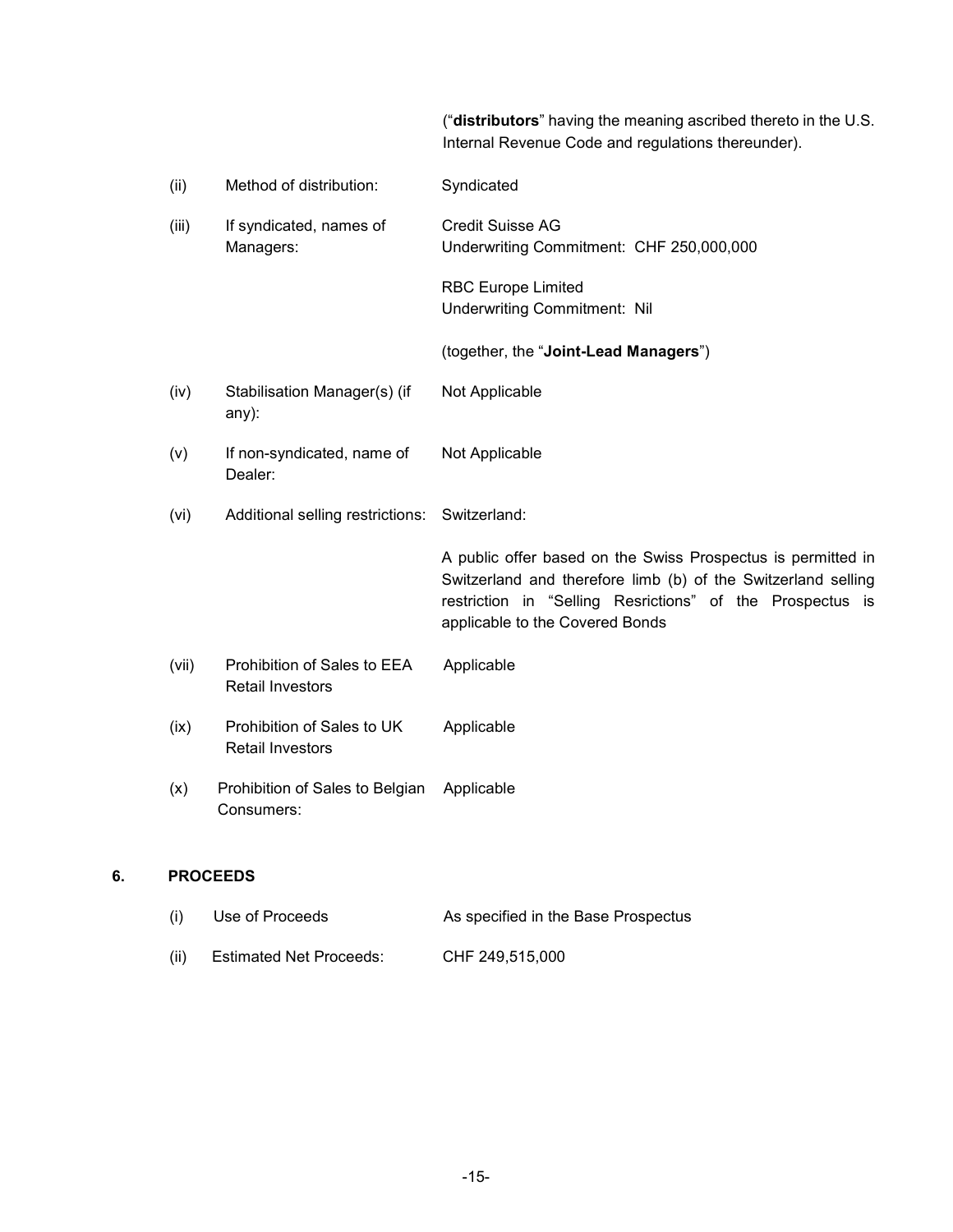("**distributors**" having the meaning ascribed thereto in the U.S. Internal Revenue Code and regulations thereunder).

| | | |
|---|---|---|
| (ii) | Method of distribution: | Syndicated |
| (iii) | If syndicated, names of Managers: | Credit Suisse AG<br>Underwriting Commitment: CHF 250,000,000<br><br>RBC Europe Limited<br>Underwriting Commitment: Nil<br><br>(together, the "**Joint-Lead Managers**") |
| (iv) | Stabilisation Manager(s) (if any): | Not Applicable |
| (v) | If non-syndicated, name of Dealer: | Not Applicable |
| (vi) | Additional selling restrictions: | Switzerland:<br><br>A public offer based on the Swiss Prospectus is permitted in Switzerland and therefore limb (b) of the Switzerland selling restriction in "Selling Resrictions" of the Prospectus is applicable to the Covered Bonds |
| (vii) | Prohibition of Sales to EEA Retail Investors | Applicable |
| (ix) | Prohibition of Sales to UK Retail Investors | Applicable |
| (x) | Prohibition of Sales to Belgian Consumers: | Applicable |

## 6. PROCEEDS

| | | |
|---|---|---|
| (i) | Use of Proceeds | As specified in the Base Prospectus |
| (ii) | Estimated Net Proceeds: | CHF 249,515,000 |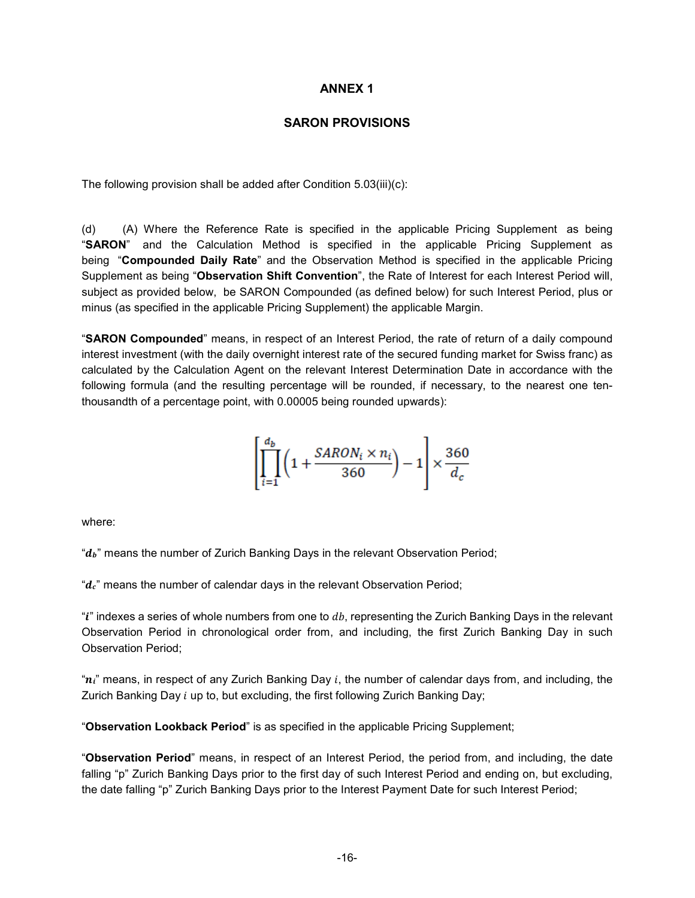# ANNEX 1

## SARON PROVISIONS

The following provision shall be added after Condition 5.03(iii)(c):

(d) (A) Where the Reference Rate is specified in the applicable Pricing Supplement as being "**SARON**" and the Calculation Method is specified in the applicable Pricing Supplement as being "**Compounded Daily Rate**" and the Observation Method is specified in the applicable Pricing Supplement as being "**Observation Shift Convention**", the Rate of Interest for each Interest Period will, subject as provided below, be SARON Compounded (as defined below) for such Interest Period, plus or minus (as specified in the applicable Pricing Supplement) the applicable Margin.

"**SARON Compounded**" means, in respect of an Interest Period, the rate of return of a daily compound interest investment (with the daily overnight interest rate of the secured funding market for Swiss franc) as calculated by the Calculation Agent on the relevant Interest Determination Date in accordance with the following formula (and the resulting percentage will be rounded, if necessary, to the nearest one ten-thousandth of a percentage point, with 0.00005 being rounded upwards):

$$\left[\prod_{i=1}^{d_b}\left(1+\frac{SARON_i \times n_i}{360}\right)-1\right]\times\frac{360}{d_c}$$

where:

"$d_b$" means the number of Zurich Banking Days in the relevant Observation Period;

"$d_c$" means the number of calendar days in the relevant Observation Period;

"$i$" indexes a series of whole numbers from one to $db$, representing the Zurich Banking Days in the relevant Observation Period in chronological order from, and including, the first Zurich Banking Day in such Observation Period;

"$n_i$" means, in respect of any Zurich Banking Day $i$, the number of calendar days from, and including, the Zurich Banking Day $i$ up to, but excluding, the first following Zurich Banking Day;

"**Observation Lookback Period**" is as specified in the applicable Pricing Supplement;

"**Observation Period**" means, in respect of an Interest Period, the period from, and including, the date falling "p" Zurich Banking Days prior to the first day of such Interest Period and ending on, but excluding, the date falling "p" Zurich Banking Days prior to the Interest Payment Date for such Interest Period;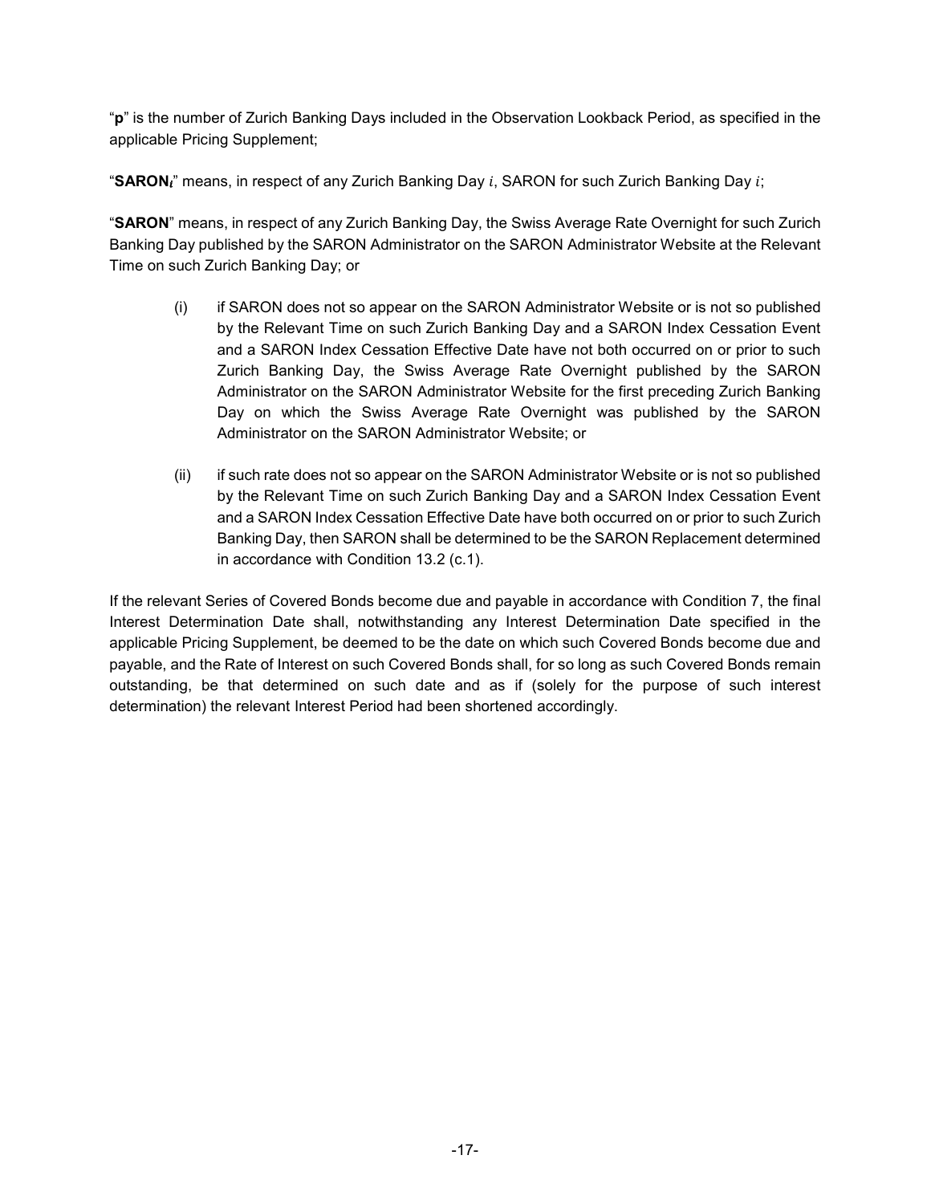"**p**" is the number of Zurich Banking Days included in the Observation Lookback Period, as specified in the applicable Pricing Supplement;

"**SARON$_i$**" means, in respect of any Zurich Banking Day $i$, SARON for such Zurich Banking Day $i$;

"**SARON**" means, in respect of any Zurich Banking Day, the Swiss Average Rate Overnight for such Zurich Banking Day published by the SARON Administrator on the SARON Administrator Website at the Relevant Time on such Zurich Banking Day; or

(i) if SARON does not so appear on the SARON Administrator Website or is not so published by the Relevant Time on such Zurich Banking Day and a SARON Index Cessation Event and a SARON Index Cessation Effective Date have not both occurred on or prior to such Zurich Banking Day, the Swiss Average Rate Overnight published by the SARON Administrator on the SARON Administrator Website for the first preceding Zurich Banking Day on which the Swiss Average Rate Overnight was published by the SARON Administrator on the SARON Administrator Website; or

(ii) if such rate does not so appear on the SARON Administrator Website or is not so published by the Relevant Time on such Zurich Banking Day and a SARON Index Cessation Event and a SARON Index Cessation Effective Date have both occurred on or prior to such Zurich Banking Day, then SARON shall be determined to be the SARON Replacement determined in accordance with Condition 13.2 (c.1).

If the relevant Series of Covered Bonds become due and payable in accordance with Condition 7, the final Interest Determination Date shall, notwithstanding any Interest Determination Date specified in the applicable Pricing Supplement, be deemed to be the date on which such Covered Bonds become due and payable, and the Rate of Interest on such Covered Bonds shall, for so long as such Covered Bonds remain outstanding, be that determined on such date and as if (solely for the purpose of such interest determination) the relevant Interest Period had been shortened accordingly.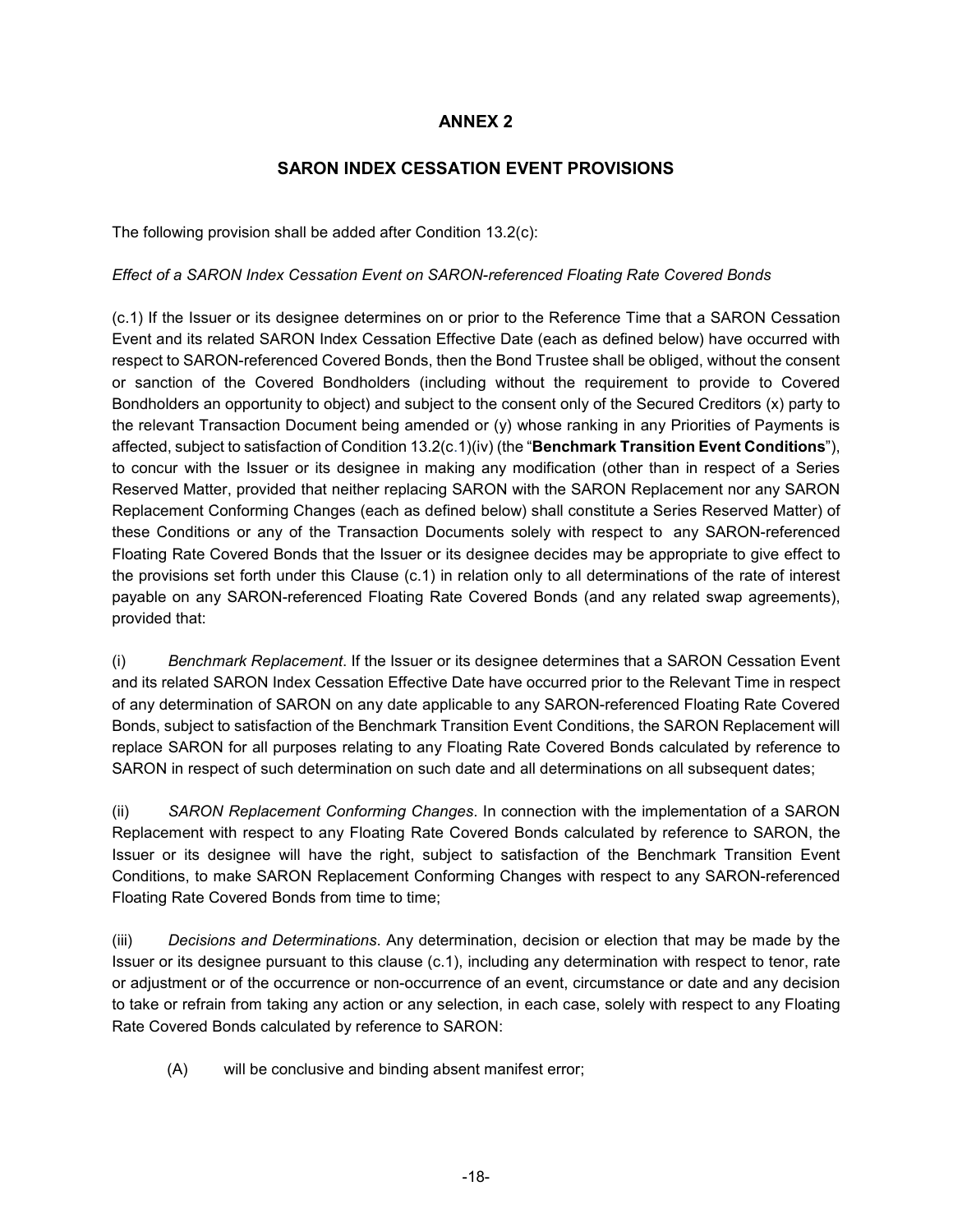# ANNEX 2

## SARON INDEX CESSATION EVENT PROVISIONS

The following provision shall be added after Condition 13.2(c):

*Effect of a SARON Index Cessation Event on SARON-referenced Floating Rate Covered Bonds*

(c.1) If the Issuer or its designee determines on or prior to the Reference Time that a SARON Cessation Event and its related SARON Index Cessation Effective Date (each as defined below) have occurred with respect to SARON-referenced Covered Bonds, then the Bond Trustee shall be obliged, without the consent or sanction of the Covered Bondholders (including without the requirement to provide to Covered Bondholders an opportunity to object) and subject to the consent only of the Secured Creditors (x) party to the relevant Transaction Document being amended or (y) whose ranking in any Priorities of Payments is affected, subject to satisfaction of Condition 13.2(c.1)(iv) (the "**Benchmark Transition Event Conditions**"), to concur with the Issuer or its designee in making any modification (other than in respect of a Series Reserved Matter, provided that neither replacing SARON with the SARON Replacement nor any SARON Replacement Conforming Changes (each as defined below) shall constitute a Series Reserved Matter) of these Conditions or any of the Transaction Documents solely with respect to any SARON-referenced Floating Rate Covered Bonds that the Issuer or its designee decides may be appropriate to give effect to the provisions set forth under this Clause (c.1) in relation only to all determinations of the rate of interest payable on any SARON-referenced Floating Rate Covered Bonds (and any related swap agreements), provided that:

(i) *Benchmark Replacement*. If the Issuer or its designee determines that a SARON Cessation Event and its related SARON Index Cessation Effective Date have occurred prior to the Relevant Time in respect of any determination of SARON on any date applicable to any SARON-referenced Floating Rate Covered Bonds, subject to satisfaction of the Benchmark Transition Event Conditions, the SARON Replacement will replace SARON for all purposes relating to any Floating Rate Covered Bonds calculated by reference to SARON in respect of such determination on such date and all determinations on all subsequent dates;

(ii) *SARON Replacement Conforming Changes*. In connection with the implementation of a SARON Replacement with respect to any Floating Rate Covered Bonds calculated by reference to SARON, the Issuer or its designee will have the right, subject to satisfaction of the Benchmark Transition Event Conditions, to make SARON Replacement Conforming Changes with respect to any SARON-referenced Floating Rate Covered Bonds from time to time;

(iii) *Decisions and Determinations*. Any determination, decision or election that may be made by the Issuer or its designee pursuant to this clause (c.1), including any determination with respect to tenor, rate or adjustment or of the occurrence or non-occurrence of an event, circumstance or date and any decision to take or refrain from taking any action or any selection, in each case, solely with respect to any Floating Rate Covered Bonds calculated by reference to SARON:

(A) will be conclusive and binding absent manifest error;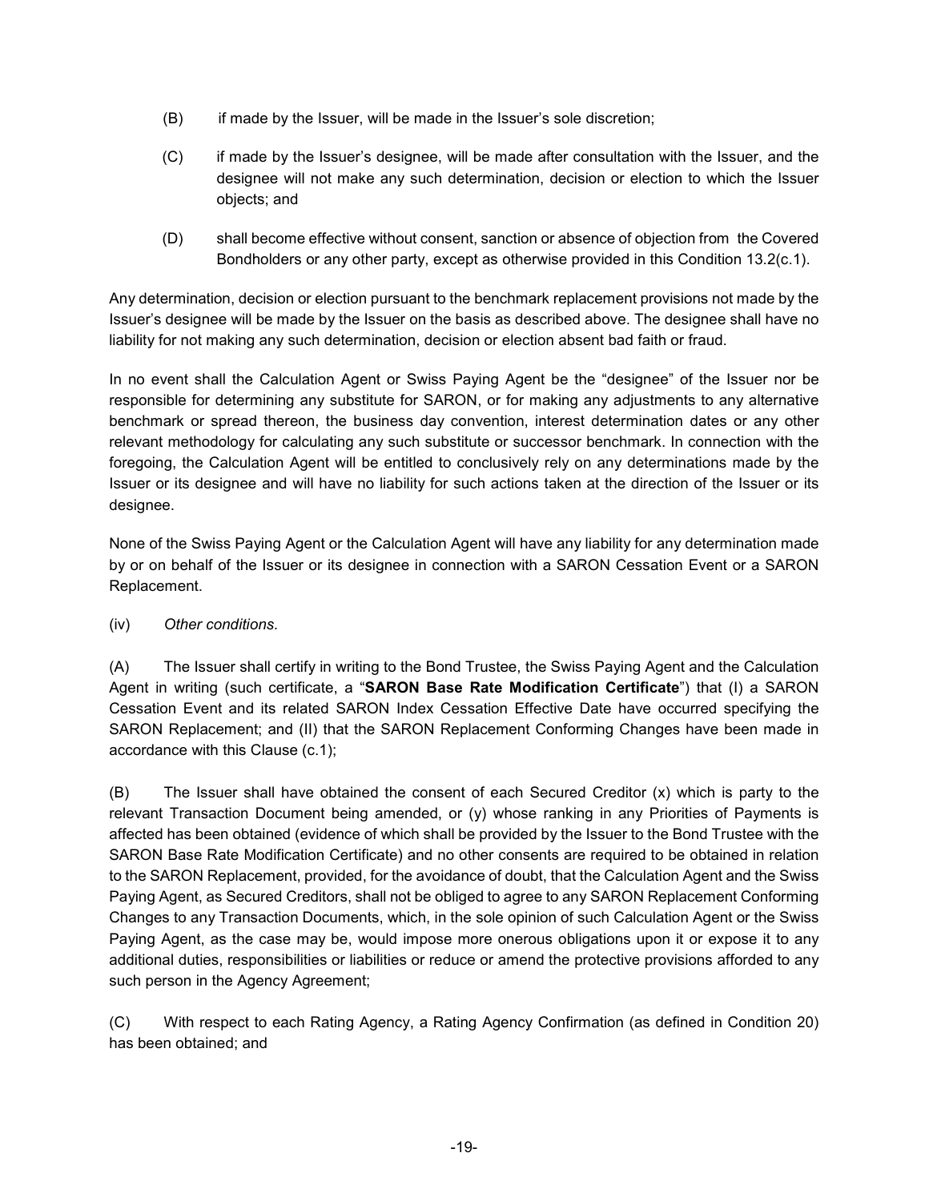(B) if made by the Issuer, will be made in the Issuer's sole discretion;

(C) if made by the Issuer's designee, will be made after consultation with the Issuer, and the designee will not make any such determination, decision or election to which the Issuer objects; and

(D) shall become effective without consent, sanction or absence of objection from the Covered Bondholders or any other party, except as otherwise provided in this Condition 13.2(c.1).

Any determination, decision or election pursuant to the benchmark replacement provisions not made by the Issuer's designee will be made by the Issuer on the basis as described above. The designee shall have no liability for not making any such determination, decision or election absent bad faith or fraud.

In no event shall the Calculation Agent or Swiss Paying Agent be the "designee" of the Issuer nor be responsible for determining any substitute for SARON, or for making any adjustments to any alternative benchmark or spread thereon, the business day convention, interest determination dates or any other relevant methodology for calculating any such substitute or successor benchmark. In connection with the foregoing, the Calculation Agent will be entitled to conclusively rely on any determinations made by the Issuer or its designee and will have no liability for such actions taken at the direction of the Issuer or its designee.

None of the Swiss Paying Agent or the Calculation Agent will have any liability for any determination made by or on behalf of the Issuer or its designee in connection with a SARON Cessation Event or a SARON Replacement.

(iv) *Other conditions.*

(A) The Issuer shall certify in writing to the Bond Trustee, the Swiss Paying Agent and the Calculation Agent in writing (such certificate, a "**SARON Base Rate Modification Certificate**") that (I) a SARON Cessation Event and its related SARON Index Cessation Effective Date have occurred specifying the SARON Replacement; and (II) that the SARON Replacement Conforming Changes have been made in accordance with this Clause (c.1);

(B) The Issuer shall have obtained the consent of each Secured Creditor (x) which is party to the relevant Transaction Document being amended, or (y) whose ranking in any Priorities of Payments is affected has been obtained (evidence of which shall be provided by the Issuer to the Bond Trustee with the SARON Base Rate Modification Certificate) and no other consents are required to be obtained in relation to the SARON Replacement, provided, for the avoidance of doubt, that the Calculation Agent and the Swiss Paying Agent, as Secured Creditors, shall not be obliged to agree to any SARON Replacement Conforming Changes to any Transaction Documents, which, in the sole opinion of such Calculation Agent or the Swiss Paying Agent, as the case may be, would impose more onerous obligations upon it or expose it to any additional duties, responsibilities or liabilities or reduce or amend the protective provisions afforded to any such person in the Agency Agreement;

(C) With respect to each Rating Agency, a Rating Agency Confirmation (as defined in Condition 20) has been obtained; and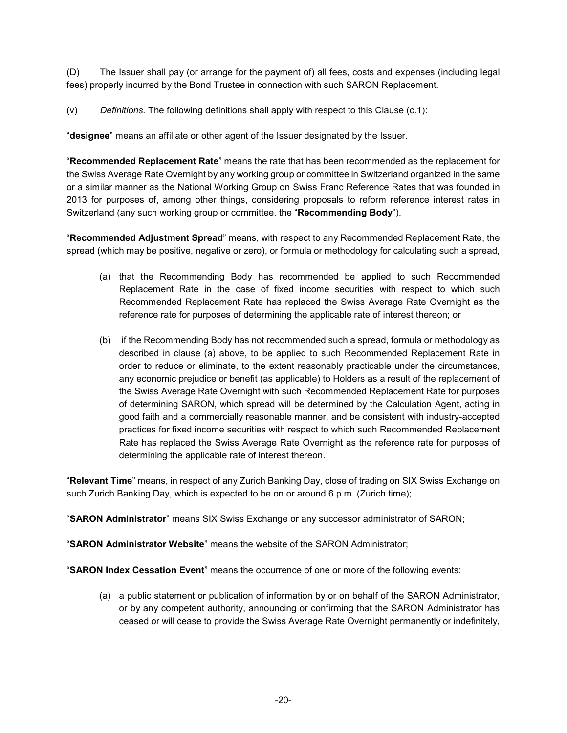(D) The Issuer shall pay (or arrange for the payment of) all fees, costs and expenses (including legal fees) properly incurred by the Bond Trustee in connection with such SARON Replacement.

(v) *Definitions.* The following definitions shall apply with respect to this Clause (c.1):

"**designee**" means an affiliate or other agent of the Issuer designated by the Issuer.

"**Recommended Replacement Rate**" means the rate that has been recommended as the replacement for the Swiss Average Rate Overnight by any working group or committee in Switzerland organized in the same or a similar manner as the National Working Group on Swiss Franc Reference Rates that was founded in 2013 for purposes of, among other things, considering proposals to reform reference interest rates in Switzerland (any such working group or committee, the "**Recommending Body**").

"**Recommended Adjustment Spread**" means, with respect to any Recommended Replacement Rate, the spread (which may be positive, negative or zero), or formula or methodology for calculating such a spread,

(a) that the Recommending Body has recommended be applied to such Recommended Replacement Rate in the case of fixed income securities with respect to which such Recommended Replacement Rate has replaced the Swiss Average Rate Overnight as the reference rate for purposes of determining the applicable rate of interest thereon; or

(b) if the Recommending Body has not recommended such a spread, formula or methodology as described in clause (a) above, to be applied to such Recommended Replacement Rate in order to reduce or eliminate, to the extent reasonably practicable under the circumstances, any economic prejudice or benefit (as applicable) to Holders as a result of the replacement of the Swiss Average Rate Overnight with such Recommended Replacement Rate for purposes of determining SARON, which spread will be determined by the Calculation Agent, acting in good faith and a commercially reasonable manner, and be consistent with industry-accepted practices for fixed income securities with respect to which such Recommended Replacement Rate has replaced the Swiss Average Rate Overnight as the reference rate for purposes of determining the applicable rate of interest thereon.

"**Relevant Time**" means, in respect of any Zurich Banking Day, close of trading on SIX Swiss Exchange on such Zurich Banking Day, which is expected to be on or around 6 p.m. (Zurich time);

"**SARON Administrator**" means SIX Swiss Exchange or any successor administrator of SARON;

"**SARON Administrator Website**" means the website of the SARON Administrator;

"**SARON Index Cessation Event**" means the occurrence of one or more of the following events:

(a) a public statement or publication of information by or on behalf of the SARON Administrator, or by any competent authority, announcing or confirming that the SARON Administrator has ceased or will cease to provide the Swiss Average Rate Overnight permanently or indefinitely,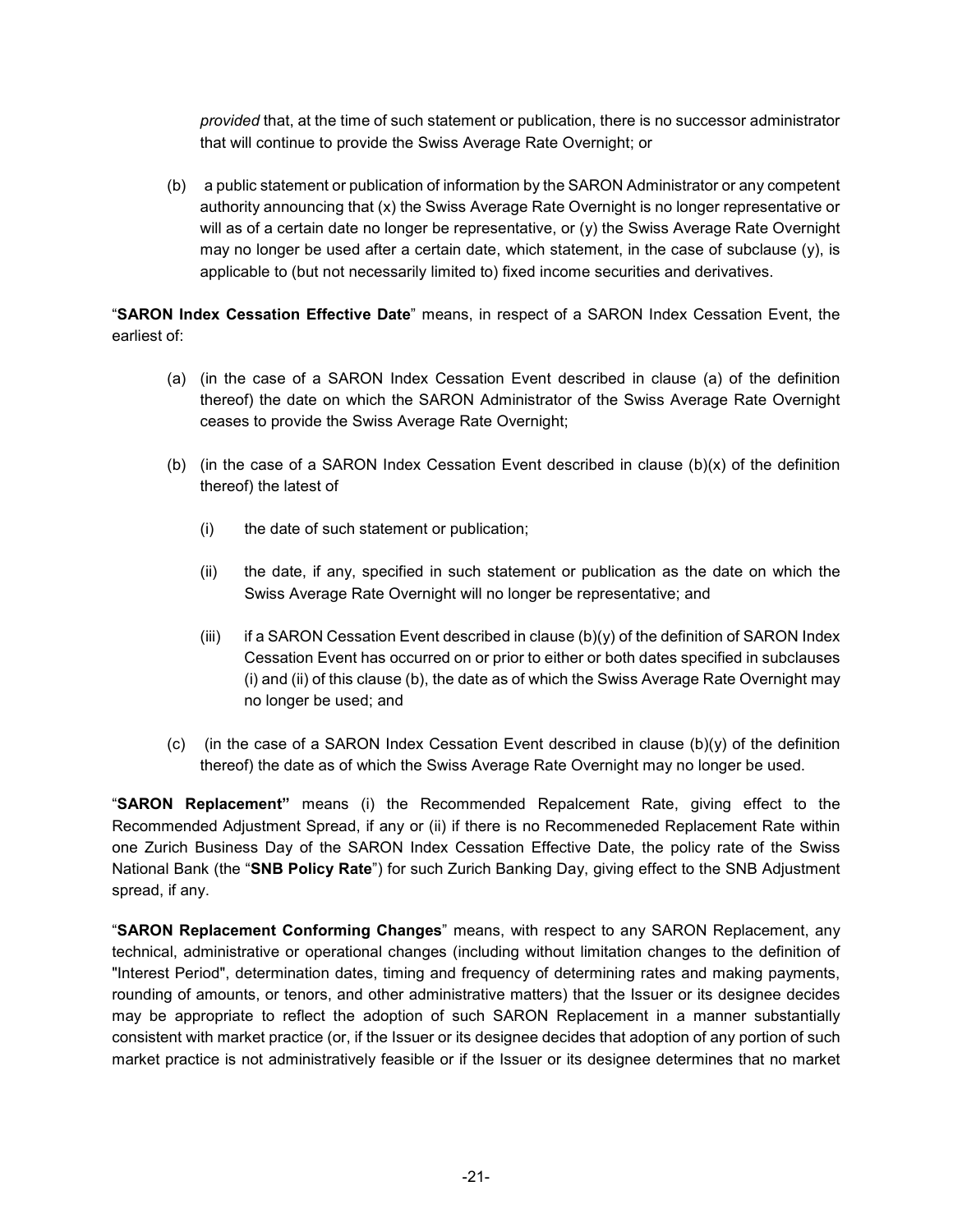*provided* that, at the time of such statement or publication, there is no successor administrator that will continue to provide the Swiss Average Rate Overnight; or

(b) a public statement or publication of information by the SARON Administrator or any competent authority announcing that (x) the Swiss Average Rate Overnight is no longer representative or will as of a certain date no longer be representative, or (y) the Swiss Average Rate Overnight may no longer be used after a certain date, which statement, in the case of subclause (y), is applicable to (but not necessarily limited to) fixed income securities and derivatives.

"**SARON Index Cessation Effective Date**" means, in respect of a SARON Index Cessation Event, the earliest of:

(a) (in the case of a SARON Index Cessation Event described in clause (a) of the definition thereof) the date on which the SARON Administrator of the Swiss Average Rate Overnight ceases to provide the Swiss Average Rate Overnight;

(b) (in the case of a SARON Index Cessation Event described in clause (b)(x) of the definition thereof) the latest of

(i) the date of such statement or publication;

(ii) the date, if any, specified in such statement or publication as the date on which the Swiss Average Rate Overnight will no longer be representative; and

(iii) if a SARON Cessation Event described in clause (b)(y) of the definition of SARON Index Cessation Event has occurred on or prior to either or both dates specified in subclauses (i) and (ii) of this clause (b), the date as of which the Swiss Average Rate Overnight may no longer be used; and

(c) (in the case of a SARON Index Cessation Event described in clause (b)(y) of the definition thereof) the date as of which the Swiss Average Rate Overnight may no longer be used.

"**SARON Replacement"** means (i) the Recommended Repalcement Rate, giving effect to the Recommended Adjustment Spread, if any or (ii) if there is no Recommeneded Replacement Rate within one Zurich Business Day of the SARON Index Cessation Effective Date, the policy rate of the Swiss National Bank (the "**SNB Policy Rate**") for such Zurich Banking Day, giving effect to the SNB Adjustment spread, if any.

"**SARON Replacement Conforming Changes**" means, with respect to any SARON Replacement, any technical, administrative or operational changes (including without limitation changes to the definition of "Interest Period", determination dates, timing and frequency of determining rates and making payments, rounding of amounts, or tenors, and other administrative matters) that the Issuer or its designee decides may be appropriate to reflect the adoption of such SARON Replacement in a manner substantially consistent with market practice (or, if the Issuer or its designee decides that adoption of any portion of such market practice is not administratively feasible or if the Issuer or its designee determines that no market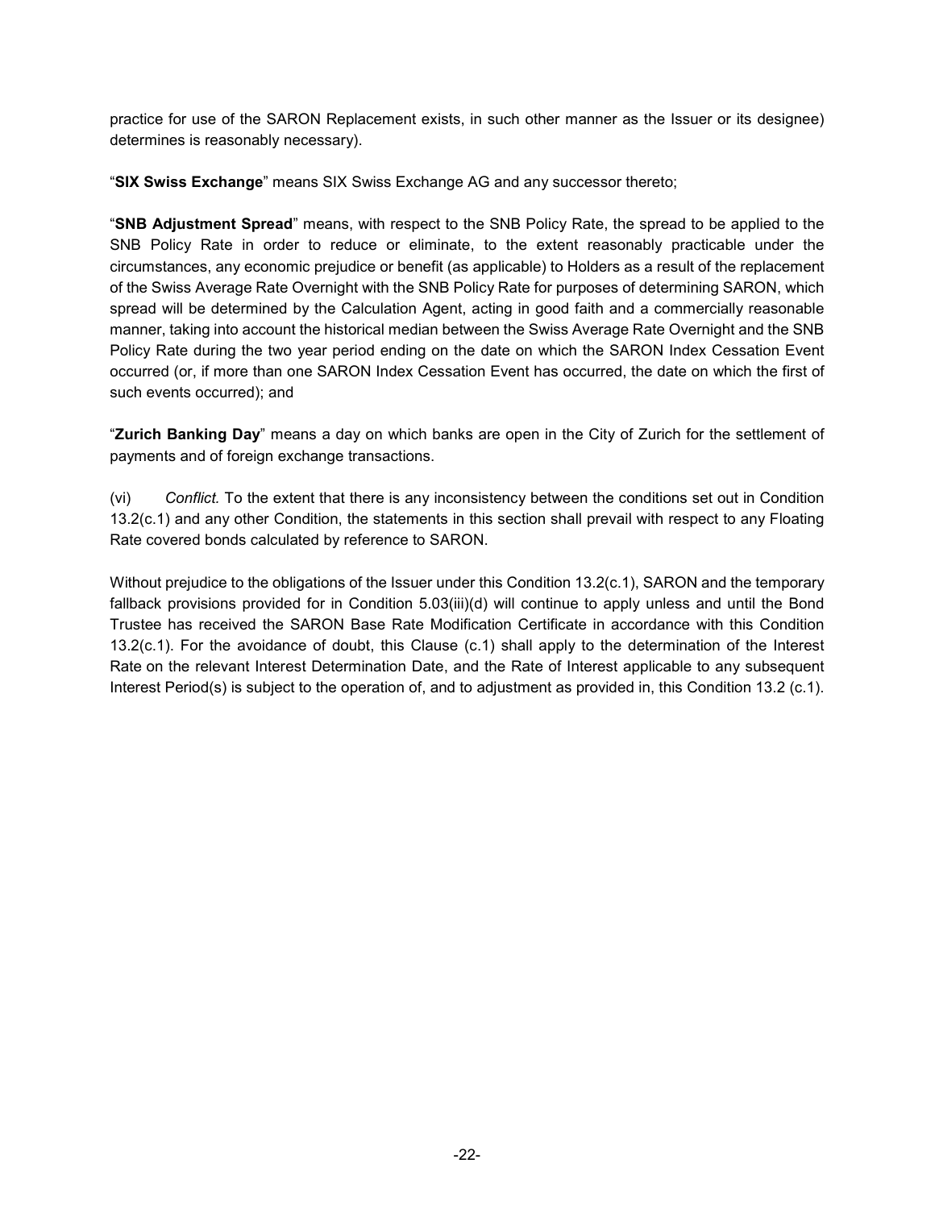practice for use of the SARON Replacement exists, in such other manner as the Issuer or its designee) determines is reasonably necessary).

"**SIX Swiss Exchange**" means SIX Swiss Exchange AG and any successor thereto;

"**SNB Adjustment Spread**" means, with respect to the SNB Policy Rate, the spread to be applied to the SNB Policy Rate in order to reduce or eliminate, to the extent reasonably practicable under the circumstances, any economic prejudice or benefit (as applicable) to Holders as a result of the replacement of the Swiss Average Rate Overnight with the SNB Policy Rate for purposes of determining SARON, which spread will be determined by the Calculation Agent, acting in good faith and a commercially reasonable manner, taking into account the historical median between the Swiss Average Rate Overnight and the SNB Policy Rate during the two year period ending on the date on which the SARON Index Cessation Event occurred (or, if more than one SARON Index Cessation Event has occurred, the date on which the first of such events occurred); and

"**Zurich Banking Day**" means a day on which banks are open in the City of Zurich for the settlement of payments and of foreign exchange transactions.

(vi) *Conflict.* To the extent that there is any inconsistency between the conditions set out in Condition 13.2(c.1) and any other Condition, the statements in this section shall prevail with respect to any Floating Rate covered bonds calculated by reference to SARON.

Without prejudice to the obligations of the Issuer under this Condition 13.2(c.1), SARON and the temporary fallback provisions provided for in Condition 5.03(iii)(d) will continue to apply unless and until the Bond Trustee has received the SARON Base Rate Modification Certificate in accordance with this Condition 13.2(c.1). For the avoidance of doubt, this Clause (c.1) shall apply to the determination of the Interest Rate on the relevant Interest Determination Date, and the Rate of Interest applicable to any subsequent Interest Period(s) is subject to the operation of, and to adjustment as provided in, this Condition 13.2 (c.1).